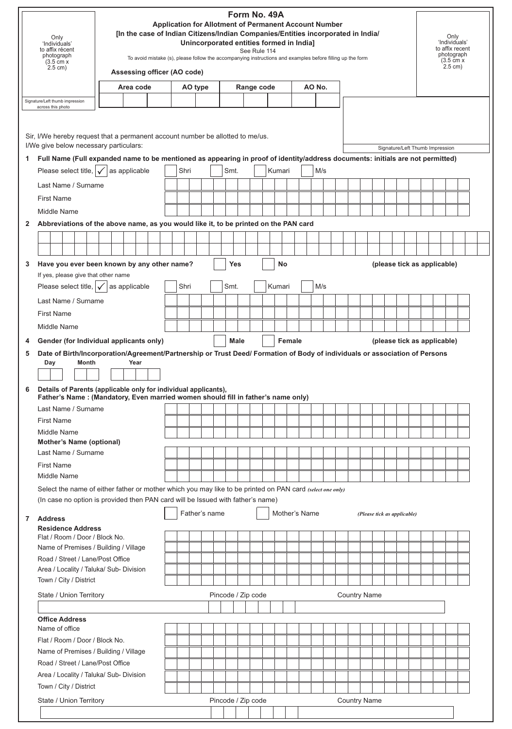Only 'Individuals' to affix recent photograph (3.5 cm x 2.5 cm)

Signature/Left thumb impression across this photo

# Form No. 49A

**Application for Allotment of Permanent Account Number**

**[In the case of Indian Citizens/Indian Companies/Entities incorporated in India/ Unincorporated entities formed in India]**

See Rule 114

To avoid mistake (s), please follow the accompanying instructions and examples before filling up the form

Only 'Individuals' to affix recent photograph (3.5 cm x 2.5 cm)

**Assessing officer (AO code)**

| Area code | AO type | Range code | AO No. |
|---|---|---|---|
| | | | |

Signature/Left Thumb Impression

Sir, I/We hereby request that a permanent account number be allotted to me/us.
I/We give below necessary particulars:

**1 Full Name (Full expanded name to be mentioned as appearing in proof of identity/address documents: initials are not permitted)**

Please select title, ✓ as applicable ☐ Shri ☐ Smt. ☐ Kumari ☐ M/s

Last Name / Surname

First Name

Middle Name

**2 Abbreviations of the above name, as you would like it, to be printed on the PAN card**

**3 Have you ever been known by any other name?** ☐ **Yes** ☐ **No** **(please tick as applicable)**

If yes, please give that other name

Please select title, ✓ as applicable ☐ Shri ☐ Smt. ☐ Kumari ☐ M/s

Last Name / Surname

First Name

Middle Name

**4 Gender (for Individual applicants only)** ☐ **Male** ☐ **Female** **(please tick as applicable)**

**5 Date of Birth/Incorporation/Agreement/Partnership or Trust Deed/ Formation of Body of individuals or association of Persons**

**Day** **Month** **Year**

**6 Details of Parents (applicable only for individual applicants), Father's Name : (Mandatory, Even married women should fill in father's name only)**

Last Name / Surname

First Name

Middle Name

**Mother's Name (optional)**

Last Name / Surname

First Name

Middle Name

Select the name of either father or mother which you may like to be printed on PAN card *(select one only)*

(In case no option is provided then PAN card will be Issued with father's name)

☐ Father's name ☐ Mother's Name *(Please tick as applicable)*

**7 Address**

**Residence Address**

Flat / Room / Door / Block No.

Name of Premises / Building / Village

Road / Street / Lane/Post Office

Area / Locality / Taluka/ Sub- Division

Town / City / District

State / Union Territory Pincode / Zip code Country Name

**Office Address**

Name of office

Flat / Room / Door / Block No.

Name of Premises / Building / Village

Road / Street / Lane/Post Office

Area / Locality / Taluka/ Sub- Division

Town / City / District

State / Union Territory Pincode / Zip code Country Name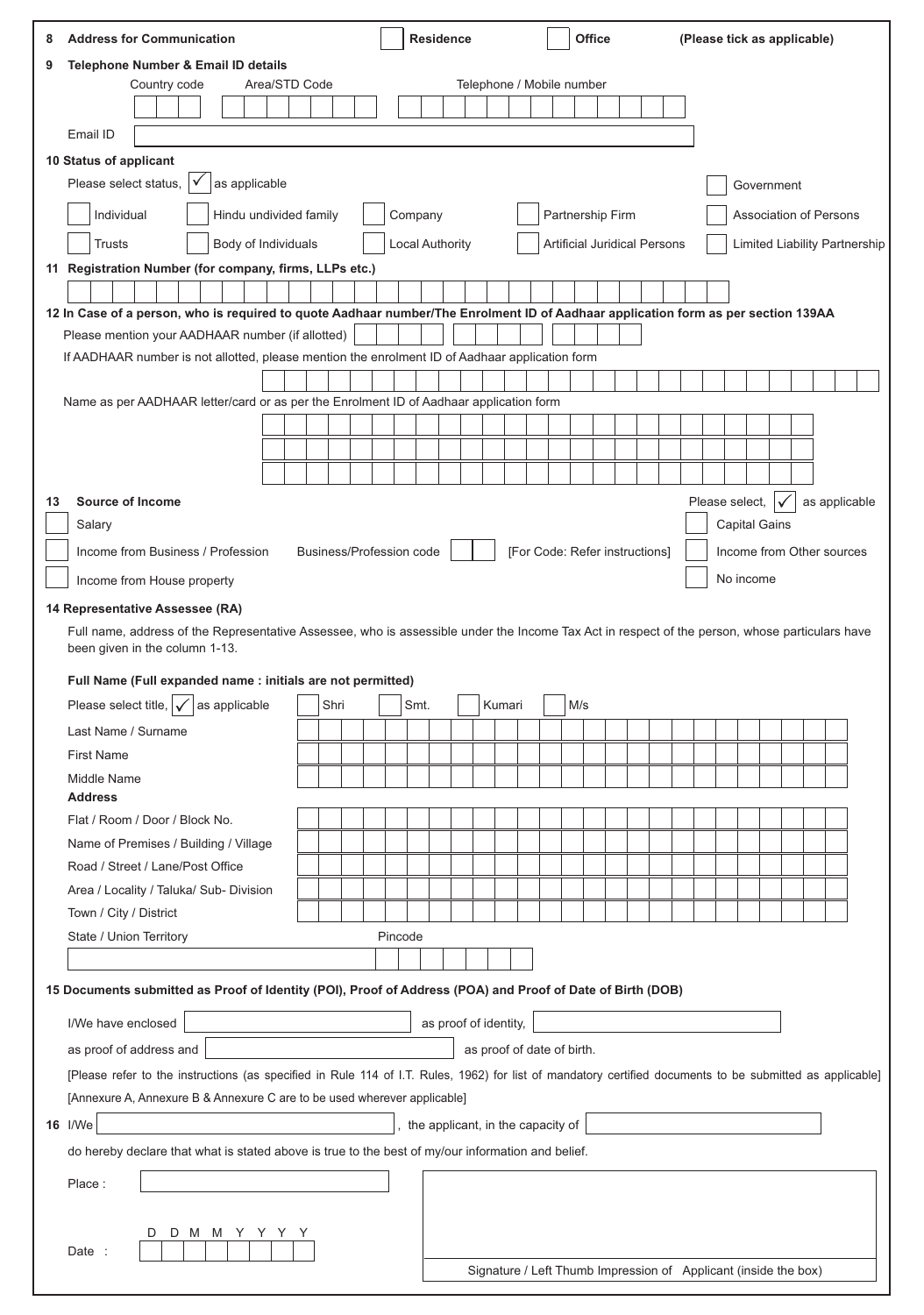**8 Address for Communication** ☐ Residence ☐ Office (Please tick as applicable)

**9 Telephone Number & Email ID details**

Country code | Area/STD Code | Telephone / Mobile number

Email ID

**10 Status of applicant**

Please select status, ✓ as applicable

☐ Government

☐ Individual ☐ Hindu undivided family ☐ Company ☐ Partnership Firm ☐ Association of Persons

☐ Trusts ☐ Body of Individuals ☐ Local Authority ☐ Artificial Juridical Persons ☐ Limited Liability Partnership

**11 Registration Number (for company, firms, LLPs etc.)**

**12 In Case of a person, who is required to quote Aadhaar number/The Enrolment ID of Aadhaar application form as per section 139AA**

Please mention your AADHAAR number (if allotted)

If AADHAAR number is not allotted, please mention the enrolment ID of Aadhaar application form

Name as per AADHAAR letter/card or as per the Enrolment ID of Aadhaar application form

**13 Source of Income**

Please select, ✓ as applicable

☐ Salary

☐ Income from Business / Profession   Business/Profession code   [For Code: Refer instructions]

☐ Income from House property

☐ Capital Gains

☐ Income from Other sources

☐ No income

**14 Representative Assessee (RA)**

Full name, address of the Representative Assessee, who is assessible under the Income Tax Act in respect of the person, whose particulars have been given in the column 1-13.

**Full Name (Full expanded name : initials are not permitted)**

Please select title, ✓ as applicable ☐ Shri ☐ Smt. ☐ Kumari ☐ M/s

Last Name / Surname

First Name

Middle Name

**Address**

Flat / Room / Door / Block No.

Name of Premises / Building / Village

Road / Street / Lane/Post Office

Area / Locality / Taluka/ Sub- Division

Town / City / District

State / Union Territory   Pincode

**15 Documents submitted as Proof of Identity (POI), Proof of Address (POA) and Proof of Date of Birth (DOB)**

I/We have enclosed ____________ as proof of identity, ____________

as proof of address and ____________ as proof of date of birth.

[Please refer to the instructions (as specified in Rule 114 of I.T. Rules, 1962) for list of mandatory certified documents to be submitted as applicable]

[Annexure A, Annexure B & Annexure C are to be used wherever applicable]

**16** I/We ____________, the applicant, in the capacity of ____________

do hereby declare that what is stated above is true to the best of my/our information and belief.

Place :

Date : D D M M Y Y Y Y

Signature / Left Thumb Impression of Applicant (inside the box)